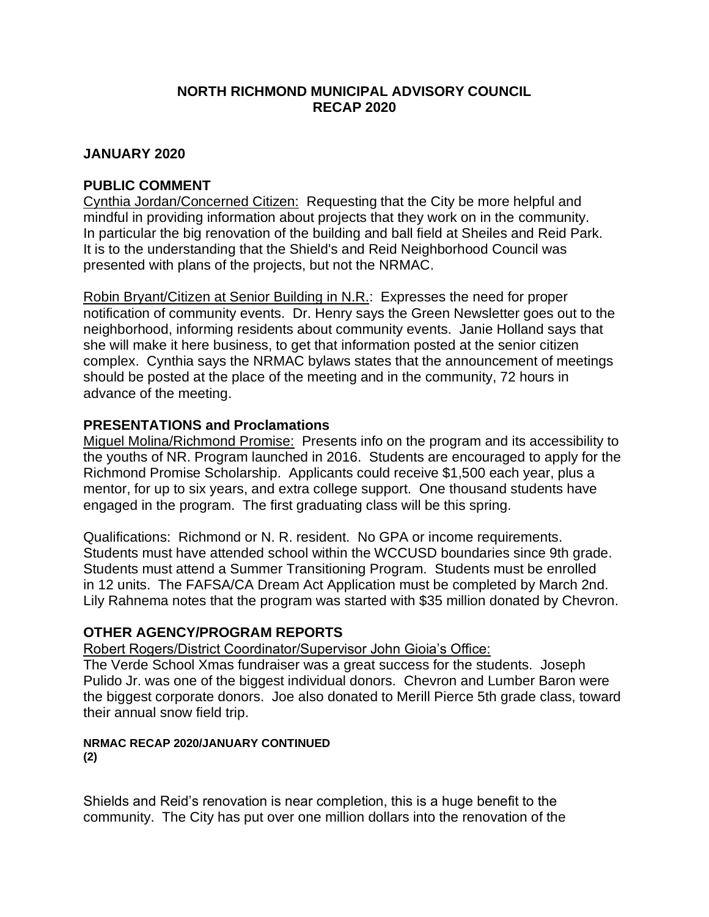# NORTH RICHMOND MUNICIPAL ADVISORY COUNCIL
# RECAP 2020

## JANUARY 2020

## PUBLIC COMMENT

Cynthia Jordan/Concerned Citizen: Requesting that the City be more helpful and mindful in providing information about projects that they work on in the community. In particular the big renovation of the building and ball field at Sheiles and Reid Park. It is to the understanding that the Shield's and Reid Neighborhood Council was presented with plans of the projects, but not the NRMAC.

Robin Bryant/Citizen at Senior Building in N.R.: Expresses the need for proper notification of community events. Dr. Henry says the Green Newsletter goes out to the neighborhood, informing residents about community events. Janie Holland says that she will make it here business, to get that information posted at the senior citizen complex. Cynthia says the NRMAC bylaws states that the announcement of meetings should be posted at the place of the meeting and in the community, 72 hours in advance of the meeting.

## PRESENTATIONS and Proclamations

Miguel Molina/Richmond Promise: Presents info on the program and its accessibility to the youths of NR. Program launched in 2016. Students are encouraged to apply for the Richmond Promise Scholarship. Applicants could receive $1,500 each year, plus a mentor, for up to six years, and extra college support. One thousand students have engaged in the program. The first graduating class will be this spring.

Qualifications: Richmond or N. R. resident. No GPA or income requirements. Students must have attended school within the WCCUSD boundaries since 9th grade. Students must attend a Summer Transitioning Program. Students must be enrolled in 12 units. The FAFSA/CA Dream Act Application must be completed by March 2nd. Lily Rahnema notes that the program was started with $35 million donated by Chevron.

## OTHER AGENCY/PROGRAM REPORTS

Robert Rogers/District Coordinator/Supervisor John Gioia's Office:
The Verde School Xmas fundraiser was a great success for the students. Joseph Pulido Jr. was one of the biggest individual donors. Chevron and Lumber Baron were the biggest corporate donors. Joe also donated to Merill Pierce 5th grade class, toward their annual snow field trip.

**NRMAC RECAP 2020/JANUARY CONTINUED**
**(2)**

Shields and Reid's renovation is near completion, this is a huge benefit to the community. The City has put over one million dollars into the renovation of the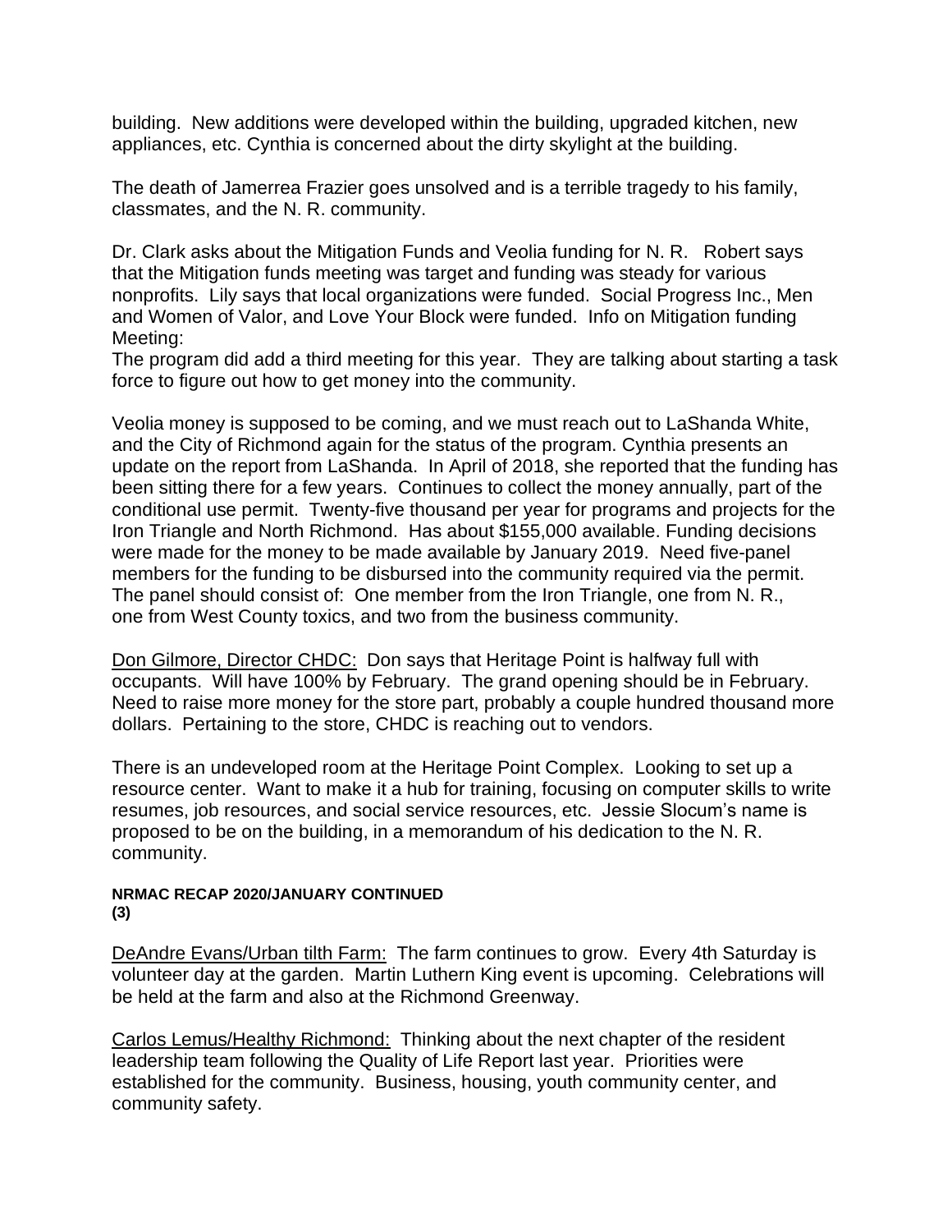building. New additions were developed within the building, upgraded kitchen, new appliances, etc. Cynthia is concerned about the dirty skylight at the building.

The death of Jamerrea Frazier goes unsolved and is a terrible tragedy to his family, classmates, and the N. R. community.

Dr. Clark asks about the Mitigation Funds and Veolia funding for N. R. Robert says that the Mitigation funds meeting was target and funding was steady for various nonprofits. Lily says that local organizations were funded. Social Progress Inc., Men and Women of Valor, and Love Your Block were funded. Info on Mitigation funding Meeting:
The program did add a third meeting for this year. They are talking about starting a task force to figure out how to get money into the community.

Veolia money is supposed to be coming, and we must reach out to LaShanda White, and the City of Richmond again for the status of the program. Cynthia presents an update on the report from LaShanda. In April of 2018, she reported that the funding has been sitting there for a few years. Continues to collect the money annually, part of the conditional use permit. Twenty-five thousand per year for programs and projects for the Iron Triangle and North Richmond. Has about $155,000 available. Funding decisions were made for the money to be made available by January 2019. Need five-panel members for the funding to be disbursed into the community required via the permit. The panel should consist of: One member from the Iron Triangle, one from N. R., one from West County toxics, and two from the business community.

Don Gilmore, Director CHDC: Don says that Heritage Point is halfway full with occupants. Will have 100% by February. The grand opening should be in February. Need to raise more money for the store part, probably a couple hundred thousand more dollars. Pertaining to the store, CHDC is reaching out to vendors.

There is an undeveloped room at the Heritage Point Complex. Looking to set up a resource center. Want to make it a hub for training, focusing on computer skills to write resumes, job resources, and social service resources, etc. Jessie Slocum's name is proposed to be on the building, in a memorandum of his dedication to the N. R. community.

**NRMAC RECAP 2020/JANUARY CONTINUED**
**(3)**

DeAndre Evans/Urban tilth Farm: The farm continues to grow. Every 4th Saturday is volunteer day at the garden. Martin Luthern King event is upcoming. Celebrations will be held at the farm and also at the Richmond Greenway.

Carlos Lemus/Healthy Richmond: Thinking about the next chapter of the resident leadership team following the Quality of Life Report last year. Priorities were established for the community. Business, housing, youth community center, and community safety.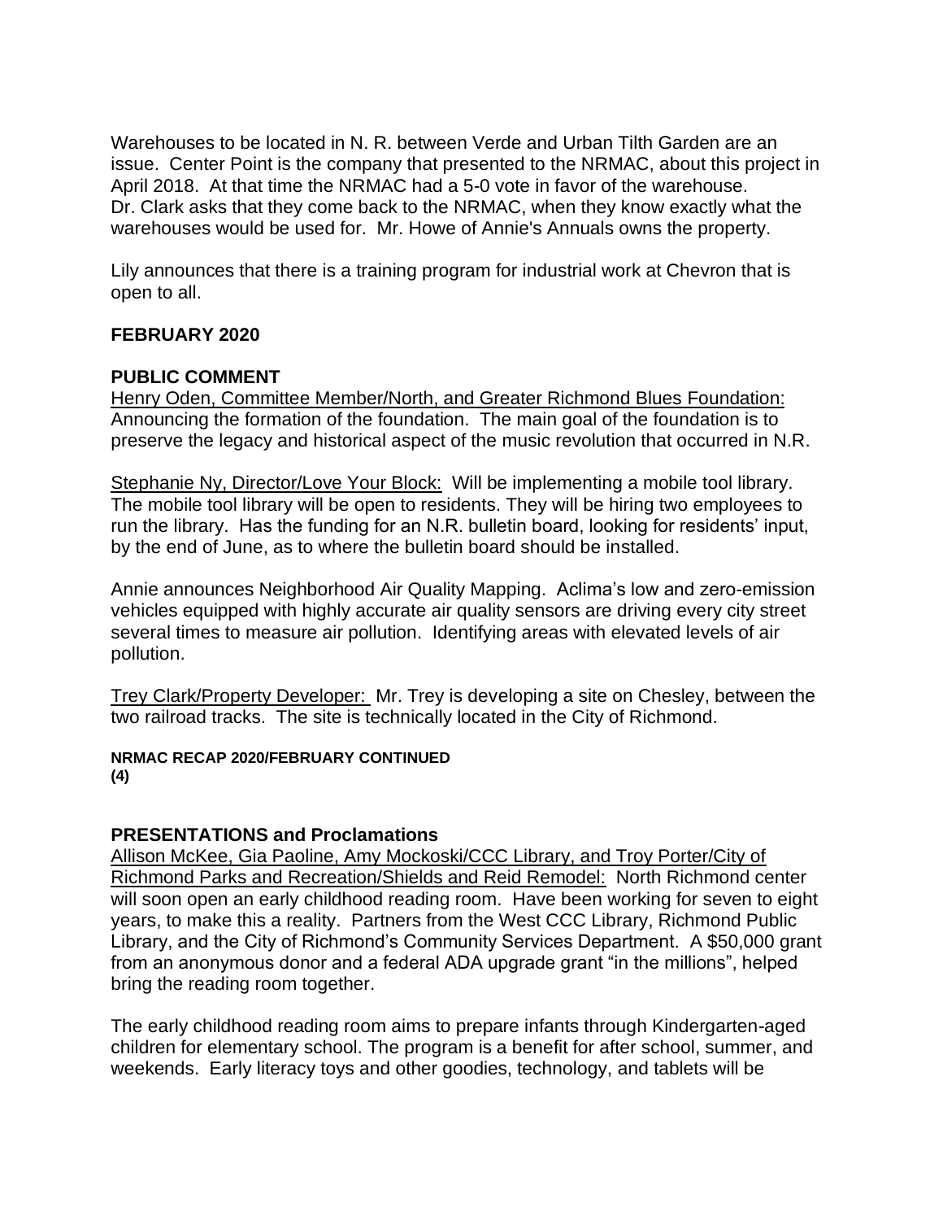Warehouses to be located in N. R. between Verde and Urban Tilth Garden are an issue. Center Point is the company that presented to the NRMAC, about this project in April 2018. At that time the NRMAC had a 5-0 vote in favor of the warehouse. Dr. Clark asks that they come back to the NRMAC, when they know exactly what the warehouses would be used for. Mr. Howe of Annie's Annuals owns the property.

Lily announces that there is a training program for industrial work at Chevron that is open to all.

**FEBRUARY 2020**

**PUBLIC COMMENT**

<u>Henry Oden, Committee Member/North, and Greater Richmond Blues Foundation:</u> Announcing the formation of the foundation. The main goal of the foundation is to preserve the legacy and historical aspect of the music revolution that occurred in N.R.

<u>Stephanie Ny, Director/Love Your Block:</u> Will be implementing a mobile tool library. The mobile tool library will be open to residents. They will be hiring two employees to run the library. Has the funding for an N.R. bulletin board, looking for residents' input, by the end of June, as to where the bulletin board should be installed.

Annie announces Neighborhood Air Quality Mapping. Aclima's low and zero-emission vehicles equipped with highly accurate air quality sensors are driving every city street several times to measure air pollution. Identifying areas with elevated levels of air pollution.

<u>Trey Clark/Property Developer:</u> Mr. Trey is developing a site on Chesley, between the two railroad tracks. The site is technically located in the City of Richmond.

**NRMAC RECAP 2020/FEBRUARY CONTINUED**
**(4)**

**PRESENTATIONS and Proclamations**

<u>Allison McKee, Gia Paoline, Amy Mockoski/CCC Library, and Troy Porter/City of Richmond Parks and Recreation/Shields and Reid Remodel:</u> North Richmond center will soon open an early childhood reading room. Have been working for seven to eight years, to make this a reality. Partners from the West CCC Library, Richmond Public Library, and the City of Richmond's Community Services Department. A $50,000 grant from an anonymous donor and a federal ADA upgrade grant "in the millions", helped bring the reading room together.

The early childhood reading room aims to prepare infants through Kindergarten-aged children for elementary school. The program is a benefit for after school, summer, and weekends. Early literacy toys and other goodies, technology, and tablets will be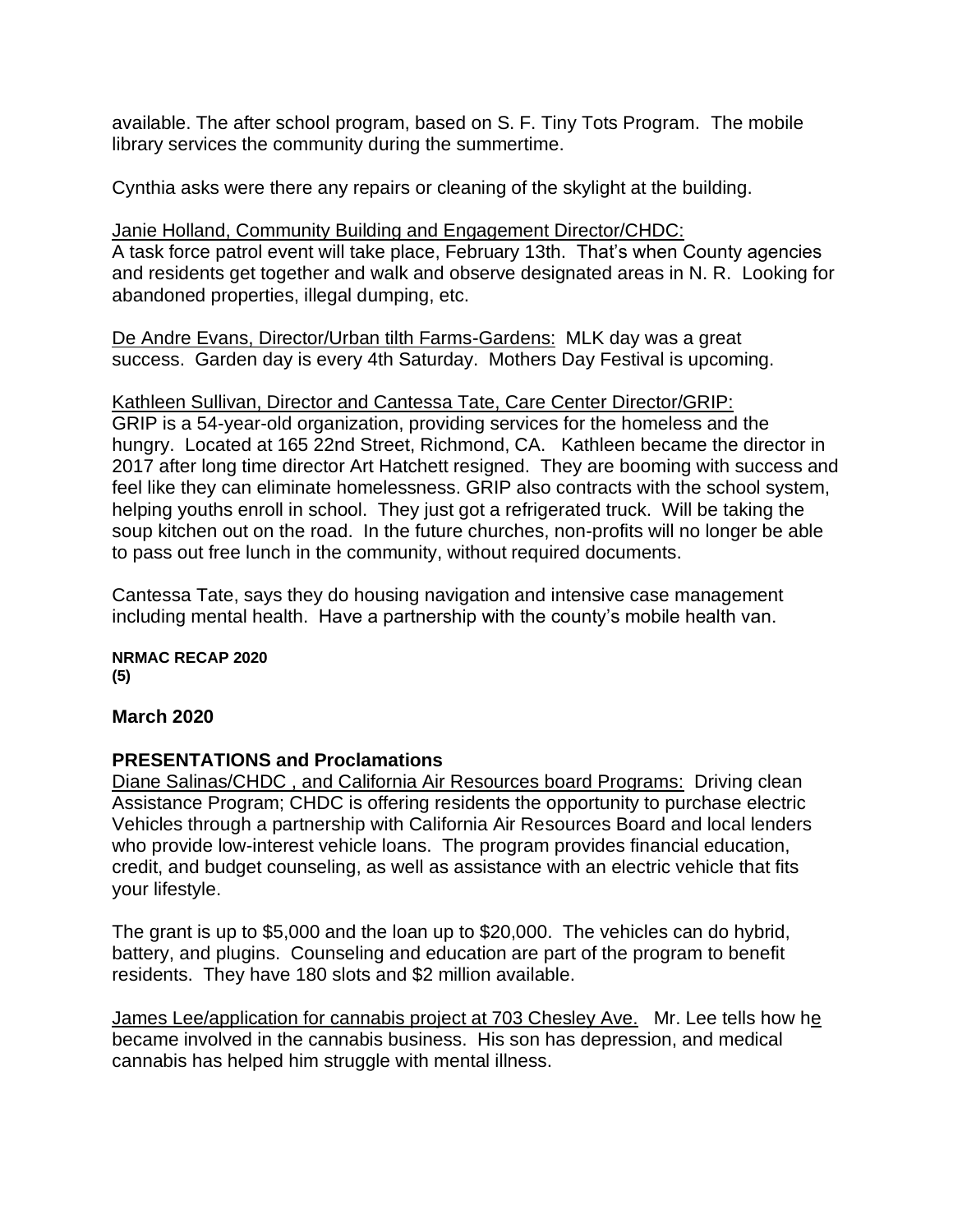available. The after school program, based on S. F. Tiny Tots Program. The mobile library services the community during the summertime.

Cynthia asks were there any repairs or cleaning of the skylight at the building.

Janie Holland, Community Building and Engagement Director/CHDC:
A task force patrol event will take place, February 13th. That's when County agencies and residents get together and walk and observe designated areas in N. R. Looking for abandoned properties, illegal dumping, etc.

De Andre Evans, Director/Urban tilth Farms-Gardens: MLK day was a great success. Garden day is every 4th Saturday. Mothers Day Festival is upcoming.

Kathleen Sullivan, Director and Cantessa Tate, Care Center Director/GRIP:
GRIP is a 54-year-old organization, providing services for the homeless and the hungry. Located at 165 22nd Street, Richmond, CA. Kathleen became the director in 2017 after long time director Art Hatchett resigned. They are booming with success and feel like they can eliminate homelessness. GRIP also contracts with the school system, helping youths enroll in school. They just got a refrigerated truck. Will be taking the soup kitchen out on the road. In the future churches, non-profits will no longer be able to pass out free lunch in the community, without required documents.

Cantessa Tate, says they do housing navigation and intensive case management including mental health. Have a partnership with the county's mobile health van.

**NRMAC RECAP 2020**
**(5)**

### March 2020

### PRESENTATIONS and Proclamations

Diane Salinas/CHDC , and California Air Resources board Programs: Driving clean Assistance Program; CHDC is offering residents the opportunity to purchase electric Vehicles through a partnership with California Air Resources Board and local lenders who provide low-interest vehicle loans. The program provides financial education, credit, and budget counseling, as well as assistance with an electric vehicle that fits your lifestyle.

The grant is up to $5,000 and the loan up to $20,000. The vehicles can do hybrid, battery, and plugins. Counseling and education are part of the program to benefit residents. They have 180 slots and $2 million available.

James Lee/application for cannabis project at 703 Chesley Ave. Mr. Lee tells how he became involved in the cannabis business. His son has depression, and medical cannabis has helped him struggle with mental illness.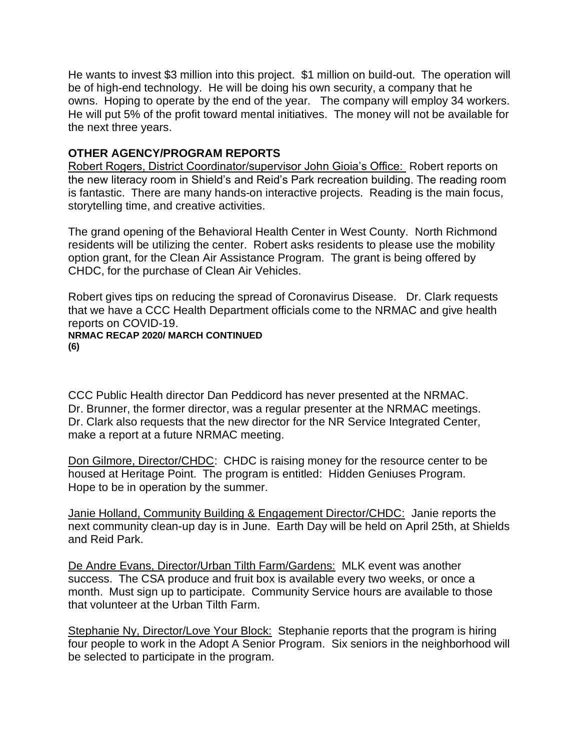He wants to invest $3 million into this project. $1 million on build-out. The operation will be of high-end technology. He will be doing his own security, a company that he owns. Hoping to operate by the end of the year. The company will employ 34 workers. He will put 5% of the profit toward mental initiatives. The money will not be available for the next three years.

**OTHER AGENCY/PROGRAM REPORTS**

Robert Rogers, District Coordinator/supervisor John Gioia's Office: Robert reports on the new literacy room in Shield's and Reid's Park recreation building. The reading room is fantastic. There are many hands-on interactive projects. Reading is the main focus, storytelling time, and creative activities.

The grand opening of the Behavioral Health Center in West County. North Richmond residents will be utilizing the center. Robert asks residents to please use the mobility option grant, for the Clean Air Assistance Program. The grant is being offered by CHDC, for the purchase of Clean Air Vehicles.

Robert gives tips on reducing the spread of Coronavirus Disease. Dr. Clark requests that we have a CCC Health Department officials come to the NRMAC and give health reports on COVID-19.

**NRMAC RECAP 2020/ MARCH CONTINUED**

CCC Public Health director Dan Peddicord has never presented at the NRMAC. Dr. Brunner, the former director, was a regular presenter at the NRMAC meetings. Dr. Clark also requests that the new director for the NR Service Integrated Center, make a report at a future NRMAC meeting.

Don Gilmore, Director/CHDC: CHDC is raising money for the resource center to be housed at Heritage Point. The program is entitled: Hidden Geniuses Program. Hope to be in operation by the summer.

Janie Holland, Community Building & Engagement Director/CHDC: Janie reports the next community clean-up day is in June. Earth Day will be held on April 25th, at Shields and Reid Park.

De Andre Evans, Director/Urban Tilth Farm/Gardens: MLK event was another success. The CSA produce and fruit box is available every two weeks, or once a month. Must sign up to participate. Community Service hours are available to those that volunteer at the Urban Tilth Farm.

Stephanie Ny, Director/Love Your Block: Stephanie reports that the program is hiring four people to work in the Adopt A Senior Program. Six seniors in the neighborhood will be selected to participate in the program.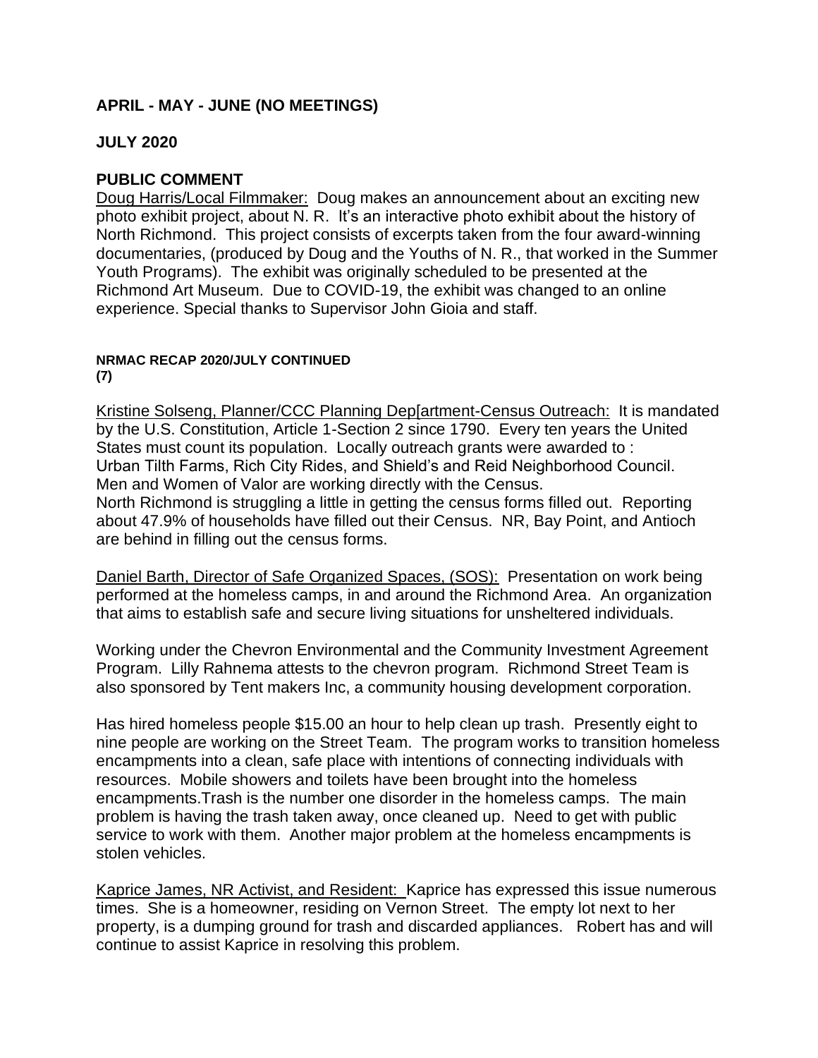## APRIL - MAY - JUNE (NO MEETINGS)

## JULY 2020

### PUBLIC COMMENT

Doug Harris/Local Filmmaker: Doug makes an announcement about an exciting new photo exhibit project, about N. R. It's an interactive photo exhibit about the history of North Richmond. This project consists of excerpts taken from the four award-winning documentaries, (produced by Doug and the Youths of N. R., that worked in the Summer Youth Programs). The exhibit was originally scheduled to be presented at the Richmond Art Museum. Due to COVID-19, the exhibit was changed to an online experience. Special thanks to Supervisor John Gioia and staff.

**NRMAC RECAP 2020/JULY CONTINUED**
**(7)**

Kristine Solseng, Planner/CCC Planning Dep[artment-Census Outreach: It is mandated by the U.S. Constitution, Article 1-Section 2 since 1790. Every ten years the United States must count its population. Locally outreach grants were awarded to : Urban Tilth Farms, Rich City Rides, and Shield's and Reid Neighborhood Council. Men and Women of Valor are working directly with the Census.
North Richmond is struggling a little in getting the census forms filled out. Reporting about 47.9% of households have filled out their Census. NR, Bay Point, and Antioch are behind in filling out the census forms.

Daniel Barth, Director of Safe Organized Spaces, (SOS): Presentation on work being performed at the homeless camps, in and around the Richmond Area. An organization that aims to establish safe and secure living situations for unsheltered individuals.

Working under the Chevron Environmental and the Community Investment Agreement Program. Lilly Rahnema attests to the chevron program. Richmond Street Team is also sponsored by Tent makers Inc, a community housing development corporation.

Has hired homeless people $15.00 an hour to help clean up trash. Presently eight to nine people are working on the Street Team. The program works to transition homeless encampments into a clean, safe place with intentions of connecting individuals with resources. Mobile showers and toilets have been brought into the homeless encampments.Trash is the number one disorder in the homeless camps. The main problem is having the trash taken away, once cleaned up. Need to get with public service to work with them. Another major problem at the homeless encampments is stolen vehicles.

Kaprice James, NR Activist, and Resident: Kaprice has expressed this issue numerous times. She is a homeowner, residing on Vernon Street. The empty lot next to her property, is a dumping ground for trash and discarded appliances. Robert has and will continue to assist Kaprice in resolving this problem.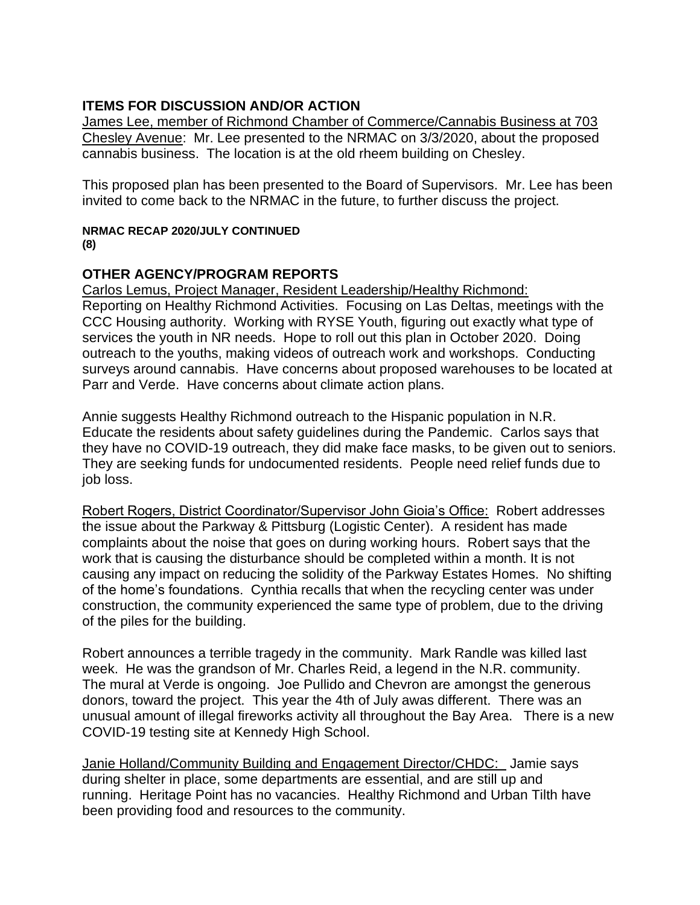## ITEMS FOR DISCUSSION AND/OR ACTION

James Lee, member of Richmond Chamber of Commerce/Cannabis Business at 703 Chesley Avenue: Mr. Lee presented to the NRMAC on 3/3/2020, about the proposed cannabis business. The location is at the old rheem building on Chesley.

This proposed plan has been presented to the Board of Supervisors. Mr. Lee has been invited to come back to the NRMAC in the future, to further discuss the project.

**NRMAC RECAP 2020/JULY CONTINUED**
**(8)**

## OTHER AGENCY/PROGRAM REPORTS

Carlos Lemus, Project Manager, Resident Leadership/Healthy Richmond: Reporting on Healthy Richmond Activities. Focusing on Las Deltas, meetings with the CCC Housing authority. Working with RYSE Youth, figuring out exactly what type of services the youth in NR needs. Hope to roll out this plan in October 2020. Doing outreach to the youths, making videos of outreach work and workshops. Conducting surveys around cannabis. Have concerns about proposed warehouses to be located at Parr and Verde. Have concerns about climate action plans.

Annie suggests Healthy Richmond outreach to the Hispanic population in N.R. Educate the residents about safety guidelines during the Pandemic. Carlos says that they have no COVID-19 outreach, they did make face masks, to be given out to seniors. They are seeking funds for undocumented residents. People need relief funds due to job loss.

Robert Rogers, District Coordinator/Supervisor John Gioia's Office: Robert addresses the issue about the Parkway & Pittsburg (Logistic Center). A resident has made complaints about the noise that goes on during working hours. Robert says that the work that is causing the disturbance should be completed within a month. It is not causing any impact on reducing the solidity of the Parkway Estates Homes. No shifting of the home's foundations. Cynthia recalls that when the recycling center was under construction, the community experienced the same type of problem, due to the driving of the piles for the building.

Robert announces a terrible tragedy in the community. Mark Randle was killed last week. He was the grandson of Mr. Charles Reid, a legend in the N.R. community. The mural at Verde is ongoing. Joe Pullido and Chevron are amongst the generous donors, toward the project. This year the 4th of July awas different. There was an unusual amount of illegal fireworks activity all throughout the Bay Area. There is a new COVID-19 testing site at Kennedy High School.

Janie Holland/Community Building and Engagement Director/CHDC: Jamie says during shelter in place, some departments are essential, and are still up and running. Heritage Point has no vacancies. Healthy Richmond and Urban Tilth have been providing food and resources to the community.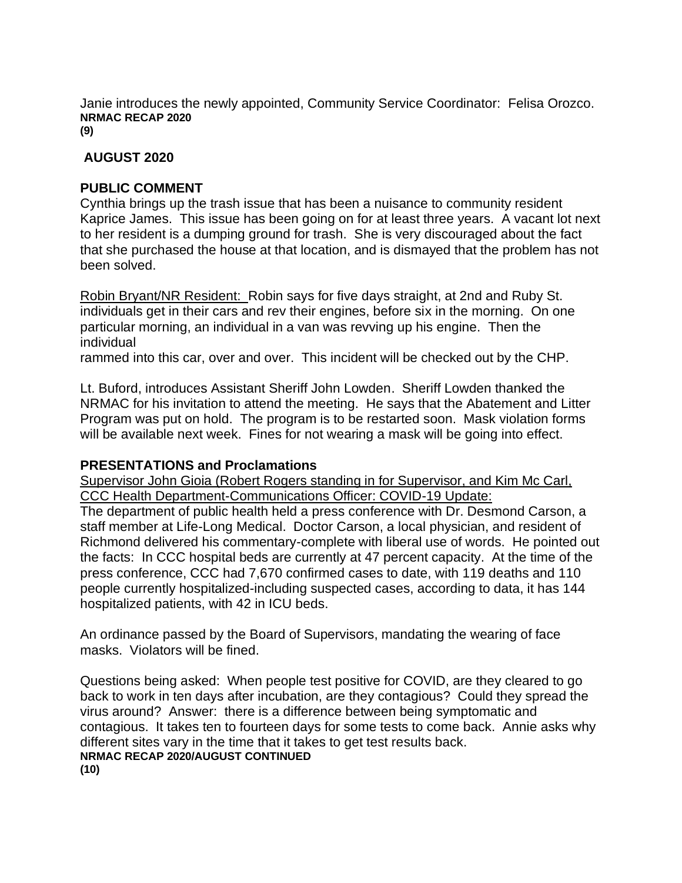Janie introduces the newly appointed, Community Service Coordinator: Felisa Orozco.

## AUGUST 2020

### PUBLIC COMMENT

Cynthia brings up the trash issue that has been a nuisance to community resident Kaprice James. This issue has been going on for at least three years. A vacant lot next to her resident is a dumping ground for trash. She is very discouraged about the fact that she purchased the house at that location, and is dismayed that the problem has not been solved.

Robin Bryant/NR Resident: Robin says for five days straight, at 2nd and Ruby St. individuals get in their cars and rev their engines, before six in the morning. On one particular morning, an individual in a van was revving up his engine. Then the individual rammed into this car, over and over. This incident will be checked out by the CHP.

Lt. Buford, introduces Assistant Sheriff John Lowden. Sheriff Lowden thanked the NRMAC for his invitation to attend the meeting. He says that the Abatement and Litter Program was put on hold. The program is to be restarted soon. Mask violation forms will be available next week. Fines for not wearing a mask will be going into effect.

### PRESENTATIONS and Proclamations

Supervisor John Gioia (Robert Rogers standing in for Supervisor, and Kim Mc Carl, CCC Health Department-Communications Officer: COVID-19 Update:

The department of public health held a press conference with Dr. Desmond Carson, a staff member at Life-Long Medical. Doctor Carson, a local physician, and resident of Richmond delivered his commentary-complete with liberal use of words. He pointed out the facts: In CCC hospital beds are currently at 47 percent capacity. At the time of the press conference, CCC had 7,670 confirmed cases to date, with 119 deaths and 110 people currently hospitalized-including suspected cases, according to data, it has 144 hospitalized patients, with 42 in ICU beds.

An ordinance passed by the Board of Supervisors, mandating the wearing of face masks. Violators will be fined.

Questions being asked: When people test positive for COVID, are they cleared to go back to work in ten days after incubation, are they contagious? Could they spread the virus around? Answer: there is a difference between being symptomatic and contagious. It takes ten to fourteen days for some tests to come back. Annie asks why different sites vary in the time that it takes to get test results back.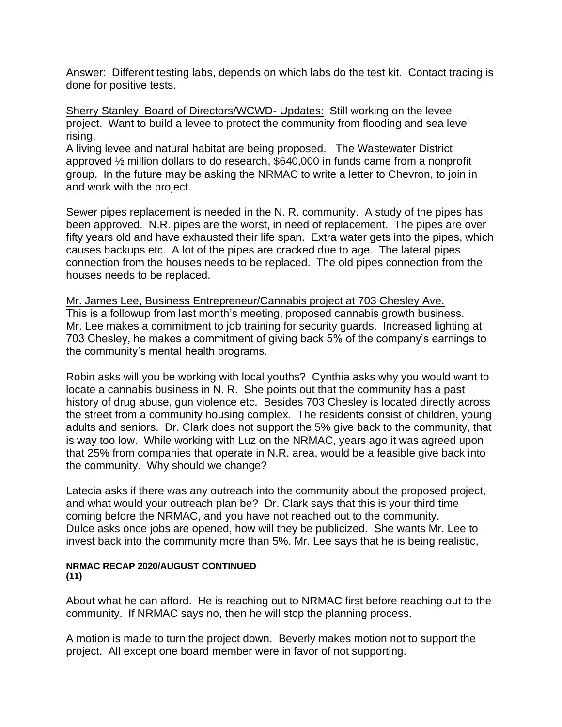Answer: Different testing labs, depends on which labs do the test kit. Contact tracing is done for positive tests.

<u>Sherry Stanley, Board of Directors/WCWD- Updates:</u> Still working on the levee project. Want to build a levee to protect the community from flooding and sea level rising.
A living levee and natural habitat are being proposed. The Wastewater District approved ½ million dollars to do research, $640,000 in funds came from a nonprofit group. In the future may be asking the NRMAC to write a letter to Chevron, to join in and work with the project.

Sewer pipes replacement is needed in the N. R. community. A study of the pipes has been approved. N.R. pipes are the worst, in need of replacement. The pipes are over fifty years old and have exhausted their life span. Extra water gets into the pipes, which causes backups etc. A lot of the pipes are cracked due to age. The lateral pipes connection from the houses needs to be replaced. The old pipes connection from the houses needs to be replaced.

<u>Mr. James Lee, Business Entrepreneur/Cannabis project at 703 Chesley Ave.</u>
This is a followup from last month's meeting, proposed cannabis growth business. Mr. Lee makes a commitment to job training for security guards. Increased lighting at 703 Chesley, he makes a commitment of giving back 5% of the company's earnings to the community's mental health programs.

Robin asks will you be working with local youths? Cynthia asks why you would want to locate a cannabis business in N. R. She points out that the community has a past history of drug abuse, gun violence etc. Besides 703 Chesley is located directly across the street from a community housing complex. The residents consist of children, young adults and seniors. Dr. Clark does not support the 5% give back to the community, that is way too low. While working with Luz on the NRMAC, years ago it was agreed upon that 25% from companies that operate in N.R. area, would be a feasible give back into the community. Why should we change?

Latecia asks if there was any outreach into the community about the proposed project, and what would your outreach plan be? Dr. Clark says that this is your third time coming before the NRMAC, and you have not reached out to the community. Dulce asks once jobs are opened, how will they be publicized. She wants Mr. Lee to invest back into the community more than 5%. Mr. Lee says that he is being realistic,

**NRMAC RECAP 2020/AUGUST CONTINUED**
**(11)**

About what he can afford. He is reaching out to NRMAC first before reaching out to the community. If NRMAC says no, then he will stop the planning process.

A motion is made to turn the project down. Beverly makes motion not to support the project. All except one board member were in favor of not supporting.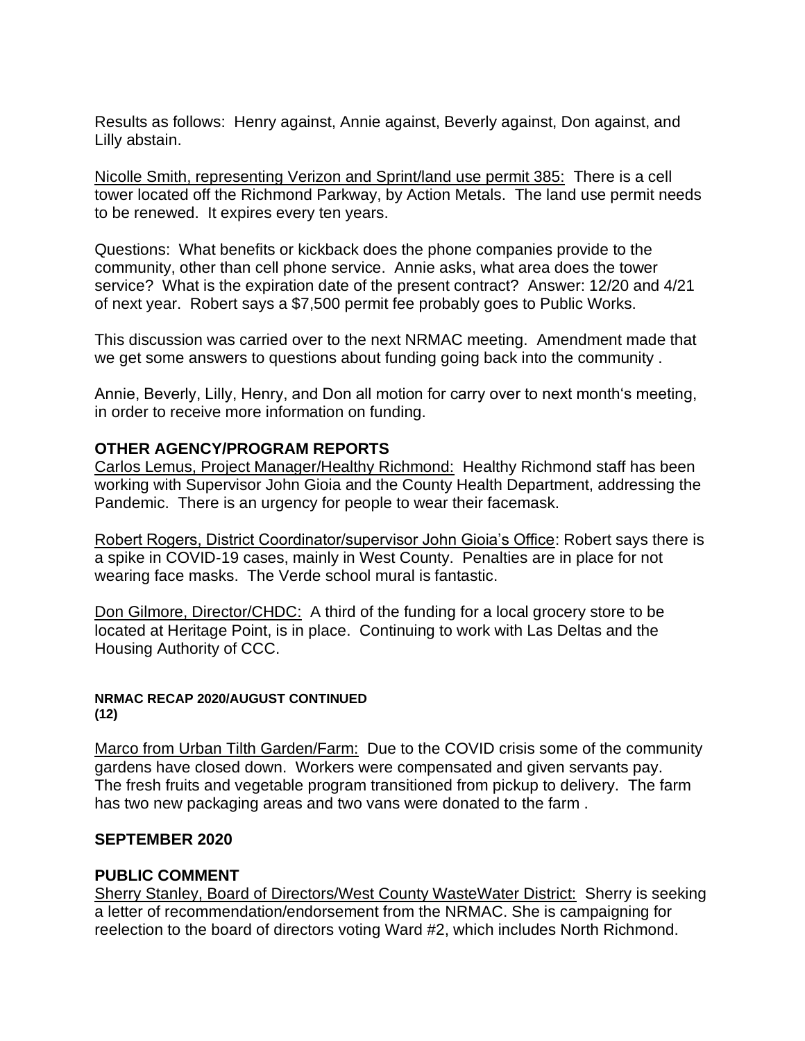Results as follows: Henry against, Annie against, Beverly against, Don against, and Lilly abstain.

Nicolle Smith, representing Verizon and Sprint/land use permit 385: There is a cell tower located off the Richmond Parkway, by Action Metals. The land use permit needs to be renewed. It expires every ten years.

Questions: What benefits or kickback does the phone companies provide to the community, other than cell phone service. Annie asks, what area does the tower service? What is the expiration date of the present contract? Answer: 12/20 and 4/21 of next year. Robert says a $7,500 permit fee probably goes to Public Works.

This discussion was carried over to the next NRMAC meeting. Amendment made that we get some answers to questions about funding going back into the community .

Annie, Beverly, Lilly, Henry, and Don all motion for carry over to next month's meeting, in order to receive more information on funding.

## OTHER AGENCY/PROGRAM REPORTS

Carlos Lemus, Project Manager/Healthy Richmond: Healthy Richmond staff has been working with Supervisor John Gioia and the County Health Department, addressing the Pandemic. There is an urgency for people to wear their facemask.

Robert Rogers, District Coordinator/supervisor John Gioia's Office: Robert says there is a spike in COVID-19 cases, mainly in West County. Penalties are in place for not wearing face masks. The Verde school mural is fantastic.

Don Gilmore, Director/CHDC: A third of the funding for a local grocery store to be located at Heritage Point, is in place. Continuing to work with Las Deltas and the Housing Authority of CCC.

**NRMAC RECAP 2020/AUGUST CONTINUED**
**(12)**

Marco from Urban Tilth Garden/Farm: Due to the COVID crisis some of the community gardens have closed down. Workers were compensated and given servants pay. The fresh fruits and vegetable program transitioned from pickup to delivery. The farm has two new packaging areas and two vans were donated to the farm .

## SEPTEMBER 2020

## PUBLIC COMMENT

Sherry Stanley, Board of Directors/West County WasteWater District: Sherry is seeking a letter of recommendation/endorsement from the NRMAC. She is campaigning for reelection to the board of directors voting Ward #2, which includes North Richmond.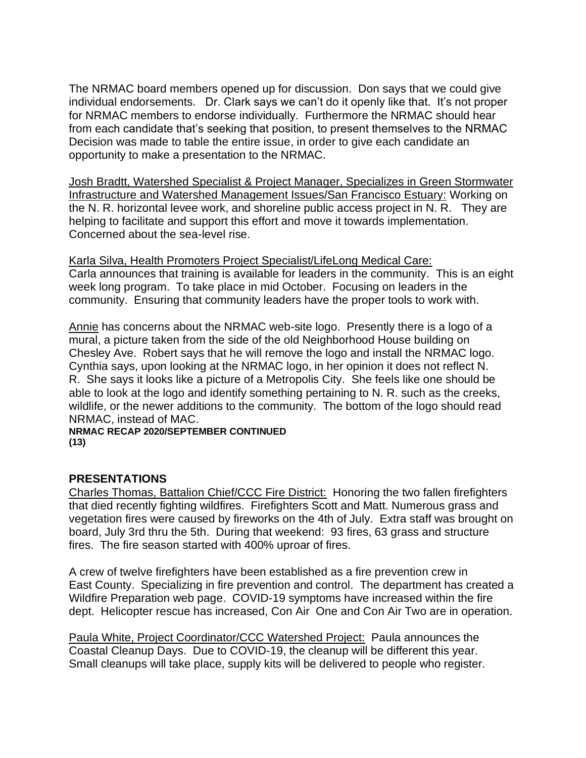The NRMAC board members opened up for discussion. Don says that we could give individual endorsements. Dr. Clark says we can't do it openly like that. It's not proper for NRMAC members to endorse individually. Furthermore the NRMAC should hear from each candidate that's seeking that position, to present themselves to the NRMAC Decision was made to table the entire issue, in order to give each candidate an opportunity to make a presentation to the NRMAC.

Josh Bradtt, Watershed Specialist & Project Manager, Specializes in Green Stormwater Infrastructure and Watershed Management Issues/San Francisco Estuary: Working on the N. R. horizontal levee work, and shoreline public access project in N. R. They are helping to facilitate and support this effort and move it towards implementation. Concerned about the sea-level rise.

Karla Silva, Health Promoters Project Specialist/LifeLong Medical Care: Carla announces that training is available for leaders in the community. This is an eight week long program. To take place in mid October. Focusing on leaders in the community. Ensuring that community leaders have the proper tools to work with.

Annie has concerns about the NRMAC web-site logo. Presently there is a logo of a mural, a picture taken from the side of the old Neighborhood House building on Chesley Ave. Robert says that he will remove the logo and install the NRMAC logo. Cynthia says, upon looking at the NRMAC logo, in her opinion it does not reflect N. R. She says it looks like a picture of a Metropolis City. She feels like one should be able to look at the logo and identify something pertaining to N. R. such as the creeks, wildlife, or the newer additions to the community. The bottom of the logo should read NRMAC, instead of MAC.

**NRMAC RECAP 2020/SEPTEMBER CONTINUED**
**(13)**

## PRESENTATIONS

Charles Thomas, Battalion Chief/CCC Fire District: Honoring the two fallen firefighters that died recently fighting wildfires. Firefighters Scott and Matt. Numerous grass and vegetation fires were caused by fireworks on the 4th of July. Extra staff was brought on board, July 3rd thru the 5th. During that weekend: 93 fires, 63 grass and structure fires. The fire season started with 400% uproar of fires.

A crew of twelve firefighters have been established as a fire prevention crew in East County. Specializing in fire prevention and control. The department has created a Wildfire Preparation web page. COVID-19 symptoms have increased within the fire dept. Helicopter rescue has increased, Con Air One and Con Air Two are in operation.

Paula White, Project Coordinator/CCC Watershed Project: Paula announces the Coastal Cleanup Days. Due to COVID-19, the cleanup will be different this year. Small cleanups will take place, supply kits will be delivered to people who register.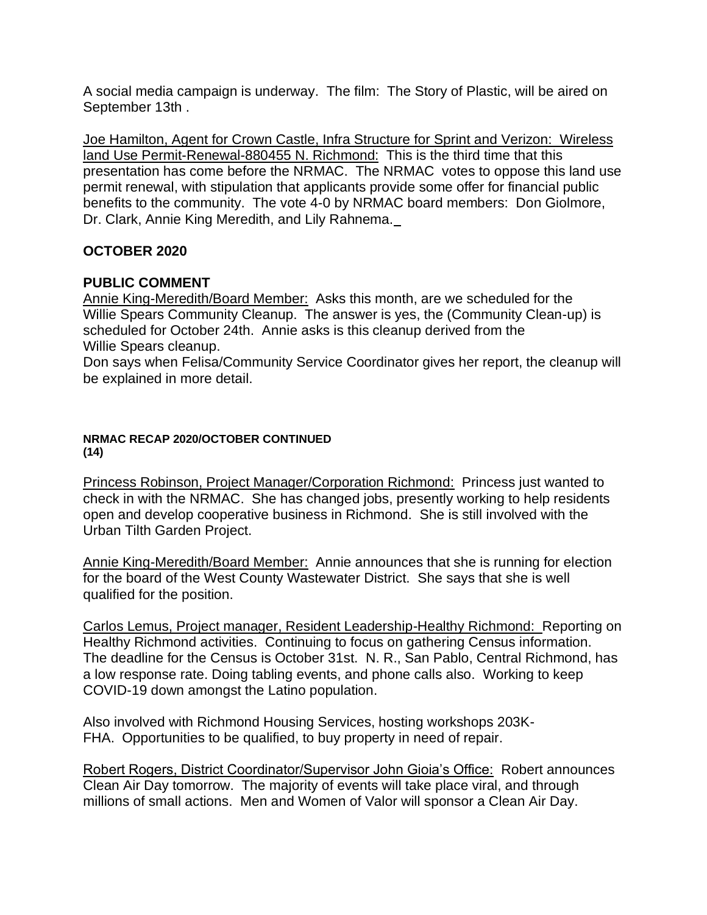A social media campaign is underway. The film: The Story of Plastic, will be aired on September 13th .

Joe Hamilton, Agent for Crown Castle, Infra Structure for Sprint and Verizon: Wireless land Use Permit-Renewal-880455 N. Richmond: This is the third time that this presentation has come before the NRMAC. The NRMAC votes to oppose this land use permit renewal, with stipulation that applicants provide some offer for financial public benefits to the community. The vote 4-0 by NRMAC board members: Don Giolmore, Dr. Clark, Annie King Meredith, and Lily Rahnema.

## OCTOBER 2020

### PUBLIC COMMENT

Annie King-Meredith/Board Member: Asks this month, are we scheduled for the Willie Spears Community Cleanup. The answer is yes, the (Community Clean-up) is scheduled for October 24th. Annie asks is this cleanup derived from the Willie Spears cleanup.

Don says when Felisa/Community Service Coordinator gives her report, the cleanup will be explained in more detail.

**NRMAC RECAP 2020/OCTOBER CONTINUED**
**(14)**

Princess Robinson, Project Manager/Corporation Richmond: Princess just wanted to check in with the NRMAC. She has changed jobs, presently working to help residents open and develop cooperative business in Richmond. She is still involved with the Urban Tilth Garden Project.

Annie King-Meredith/Board Member: Annie announces that she is running for election for the board of the West County Wastewater District. She says that she is well qualified for the position.

Carlos Lemus, Project manager, Resident Leadership-Healthy Richmond: Reporting on Healthy Richmond activities. Continuing to focus on gathering Census information. The deadline for the Census is October 31st. N. R., San Pablo, Central Richmond, has a low response rate. Doing tabling events, and phone calls also. Working to keep COVID-19 down amongst the Latino population.

Also involved with Richmond Housing Services, hosting workshops 203K-FHA. Opportunities to be qualified, to buy property in need of repair.

Robert Rogers, District Coordinator/Supervisor John Gioia's Office: Robert announces Clean Air Day tomorrow. The majority of events will take place viral, and through millions of small actions. Men and Women of Valor will sponsor a Clean Air Day.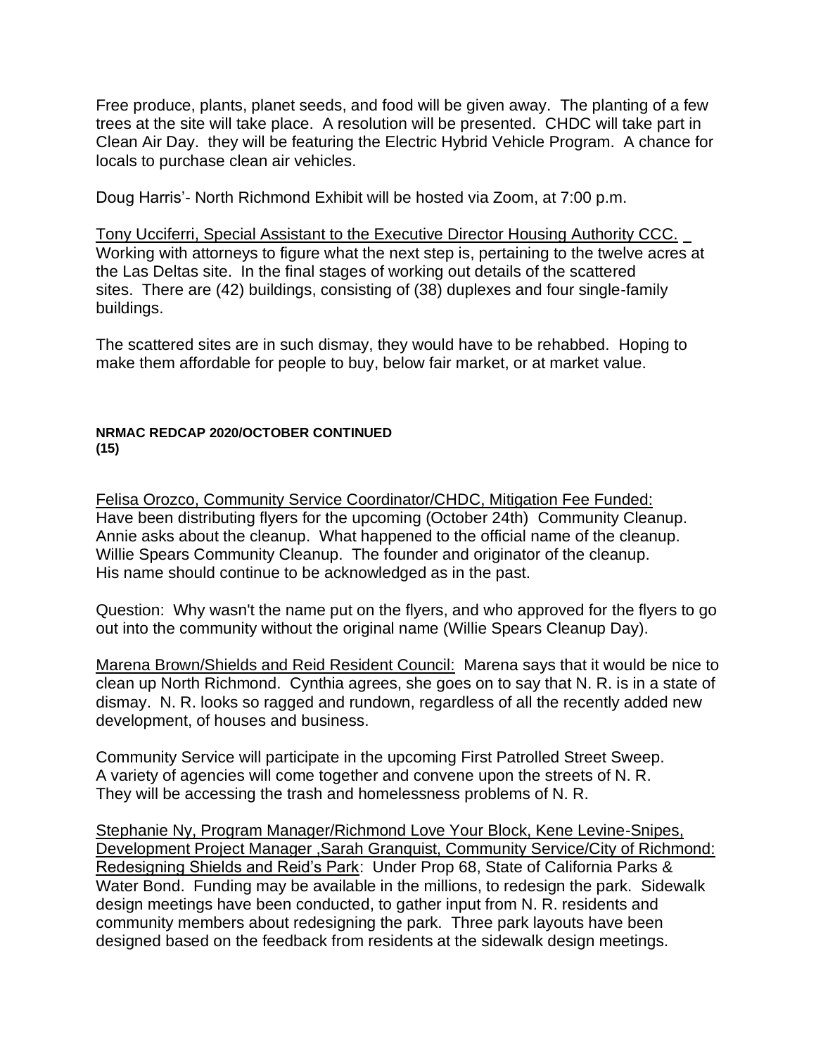Free produce, plants, planet seeds, and food will be given away. The planting of a few trees at the site will take place. A resolution will be presented. CHDC will take part in Clean Air Day. they will be featuring the Electric Hybrid Vehicle Program. A chance for locals to purchase clean air vehicles.

Doug Harris'- North Richmond Exhibit will be hosted via Zoom, at 7:00 p.m.

Tony Ucciferri, Special Assistant to the Executive Director Housing Authority CCC. Working with attorneys to figure what the next step is, pertaining to the twelve acres at the Las Deltas site. In the final stages of working out details of the scattered sites. There are (42) buildings, consisting of (38) duplexes and four single-family buildings.

The scattered sites are in such dismay, they would have to be rehabbed. Hoping to make them affordable for people to buy, below fair market, or at market value.

**NRMAC REDCAP 2020/OCTOBER CONTINUED**
**(15)**

Felisa Orozco, Community Service Coordinator/CHDC, Mitigation Fee Funded: Have been distributing flyers for the upcoming (October 24th) Community Cleanup. Annie asks about the cleanup. What happened to the official name of the cleanup. Willie Spears Community Cleanup. The founder and originator of the cleanup. His name should continue to be acknowledged as in the past.

Question: Why wasn't the name put on the flyers, and who approved for the flyers to go out into the community without the original name (Willie Spears Cleanup Day).

Marena Brown/Shields and Reid Resident Council: Marena says that it would be nice to clean up North Richmond. Cynthia agrees, she goes on to say that N. R. is in a state of dismay. N. R. looks so ragged and rundown, regardless of all the recently added new development, of houses and business.

Community Service will participate in the upcoming First Patrolled Street Sweep. A variety of agencies will come together and convene upon the streets of N. R. They will be accessing the trash and homelessness problems of N. R.

Stephanie Ny, Program Manager/Richmond Love Your Block, Kene Levine-Snipes, Development Project Manager ,Sarah Granquist, Community Service/City of Richmond: Redesigning Shields and Reid's Park: Under Prop 68, State of California Parks & Water Bond. Funding may be available in the millions, to redesign the park. Sidewalk design meetings have been conducted, to gather input from N. R. residents and community members about redesigning the park. Three park layouts have been designed based on the feedback from residents at the sidewalk design meetings.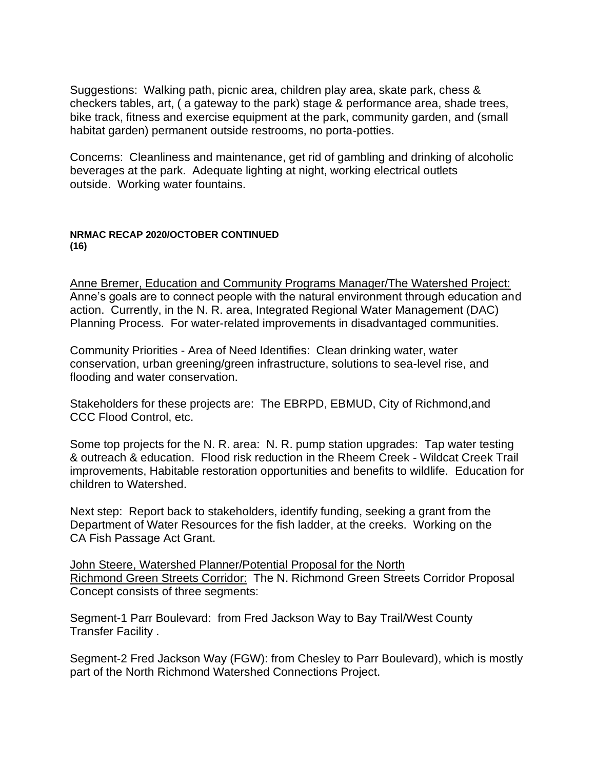Suggestions: Walking path, picnic area, children play area, skate park, chess & checkers tables, art, ( a gateway to the park) stage & performance area, shade trees, bike track, fitness and exercise equipment at the park, community garden, and (small habitat garden) permanent outside restrooms, no porta-potties.

Concerns: Cleanliness and maintenance, get rid of gambling and drinking of alcoholic beverages at the park. Adequate lighting at night, working electrical outlets outside. Working water fountains.

**NRMAC RECAP 2020/OCTOBER CONTINUED**
**(16)**

Anne Bremer, Education and Community Programs Manager/The Watershed Project: Anne's goals are to connect people with the natural environment through education and action. Currently, in the N. R. area, Integrated Regional Water Management (DAC) Planning Process. For water-related improvements in disadvantaged communities.

Community Priorities - Area of Need Identifies: Clean drinking water, water conservation, urban greening/green infrastructure, solutions to sea-level rise, and flooding and water conservation.

Stakeholders for these projects are: The EBRPD, EBMUD, City of Richmond,and CCC Flood Control, etc.

Some top projects for the N. R. area: N. R. pump station upgrades: Tap water testing & outreach & education. Flood risk reduction in the Rheem Creek - Wildcat Creek Trail improvements, Habitable restoration opportunities and benefits to wildlife. Education for children to Watershed.

Next step: Report back to stakeholders, identify funding, seeking a grant from the Department of Water Resources for the fish ladder, at the creeks. Working on the CA Fish Passage Act Grant.

John Steere, Watershed Planner/Potential Proposal for the North Richmond Green Streets Corridor: The N. Richmond Green Streets Corridor Proposal Concept consists of three segments:

Segment-1 Parr Boulevard: from Fred Jackson Way to Bay Trail/West County Transfer Facility .

Segment-2 Fred Jackson Way (FGW): from Chesley to Parr Boulevard), which is mostly part of the North Richmond Watershed Connections Project.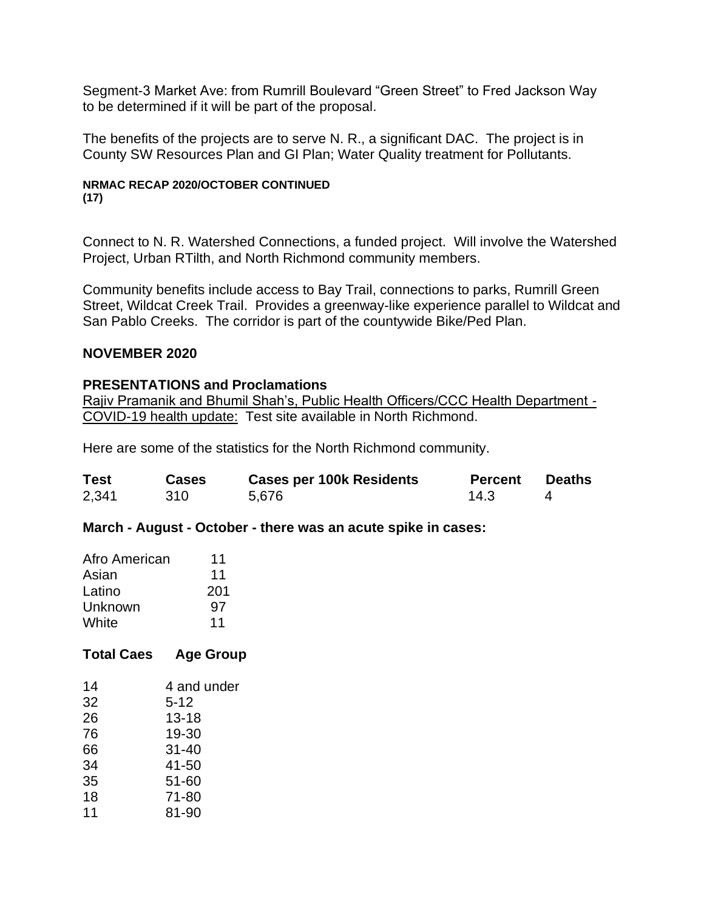Segment-3 Market Ave: from Rumrill Boulevard "Green Street" to Fred Jackson Way to be determined if it will be part of the proposal.

The benefits of the projects are to serve N. R., a significant DAC. The project is in County SW Resources Plan and GI Plan; Water Quality treatment for Pollutants.

**NRMAC RECAP 2020/OCTOBER CONTINUED**
**(17)**

Connect to N. R. Watershed Connections, a funded project. Will involve the Watershed Project, Urban RTilth, and North Richmond community members.

Community benefits include access to Bay Trail, connections to parks, Rumrill Green Street, Wildcat Creek Trail. Provides a greenway-like experience parallel to Wildcat and San Pablo Creeks. The corridor is part of the countywide Bike/Ped Plan.

## NOVEMBER 2020

### PRESENTATIONS and Proclamations

<u>Rajiv Pramanik and Bhumil Shah's, Public Health Officers/CCC Health Department - COVID-19 health update:</u> Test site available in North Richmond.

Here are some of the statistics for the North Richmond community.

| Test | Cases | Cases per 100k Residents | Percent | Deaths |
|---|---|---|---|---|
| 2,341 | 310 | 5,676 | 14.3 | 4 |

**March - August - October - there was an acute spike in cases:**

| | |
|---|---|
| Afro American | 11 |
| Asian | 11 |
| Latino | 201 |
| Unknown | 97 |
| White | 11 |

| Total Caes | Age Group |
|---|---|
| 14 | 4 and under |
| 32 | 5-12 |
| 26 | 13-18 |
| 76 | 19-30 |
| 66 | 31-40 |
| 34 | 41-50 |
| 35 | 51-60 |
| 18 | 71-80 |
| 11 | 81-90 |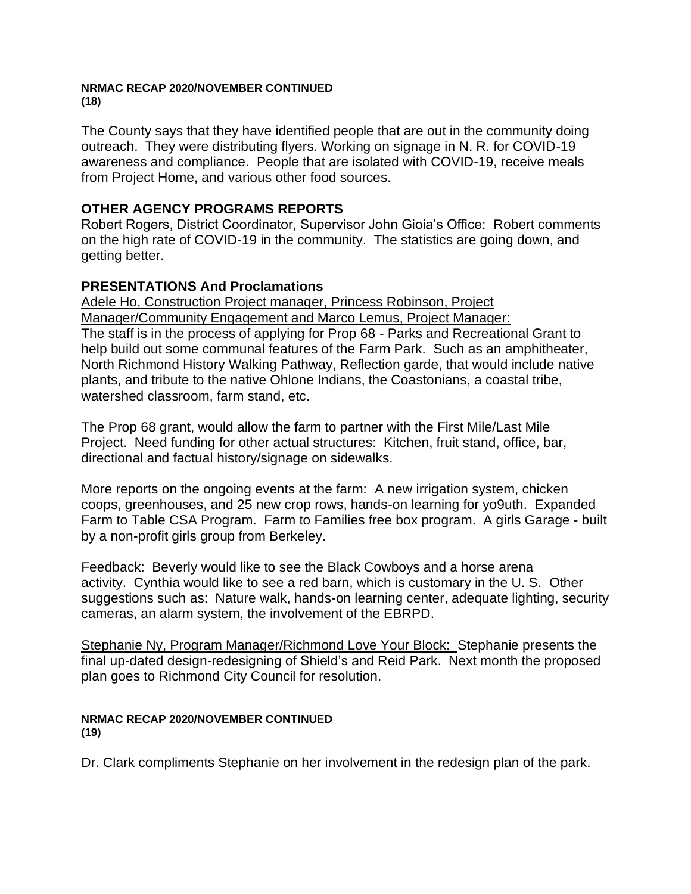The County says that they have identified people that are out in the community doing outreach. They were distributing flyers. Working on signage in N. R. for COVID-19 awareness and compliance. People that are isolated with COVID-19, receive meals from Project Home, and various other food sources.

## OTHER AGENCY PROGRAMS REPORTS

Robert Rogers, District Coordinator, Supervisor John Gioia's Office: Robert comments on the high rate of COVID-19 in the community. The statistics are going down, and getting better.

## PRESENTATIONS And Proclamations

Adele Ho, Construction Project manager, Princess Robinson, Project Manager/Community Engagement and Marco Lemus, Project Manager: The staff is in the process of applying for Prop 68 - Parks and Recreational Grant to help build out some communal features of the Farm Park. Such as an amphitheater, North Richmond History Walking Pathway, Reflection garde, that would include native plants, and tribute to the native Ohlone Indians, the Coastonians, a coastal tribe, watershed classroom, farm stand, etc.

The Prop 68 grant, would allow the farm to partner with the First Mile/Last Mile Project. Need funding for other actual structures: Kitchen, fruit stand, office, bar, directional and factual history/signage on sidewalks.

More reports on the ongoing events at the farm: A new irrigation system, chicken coops, greenhouses, and 25 new crop rows, hands-on learning for yo9uth. Expanded Farm to Table CSA Program. Farm to Families free box program. A girls Garage - built by a non-profit girls group from Berkeley.

Feedback: Beverly would like to see the Black Cowboys and a horse arena activity. Cynthia would like to see a red barn, which is customary in the U. S. Other suggestions such as: Nature walk, hands-on learning center, adequate lighting, security cameras, an alarm system, the involvement of the EBRPD.

Stephanie Ny, Program Manager/Richmond Love Your Block: Stephanie presents the final up-dated design-redesigning of Shield's and Reid Park. Next month the proposed plan goes to Richmond City Council for resolution.

Dr. Clark compliments Stephanie on her involvement in the redesign plan of the park.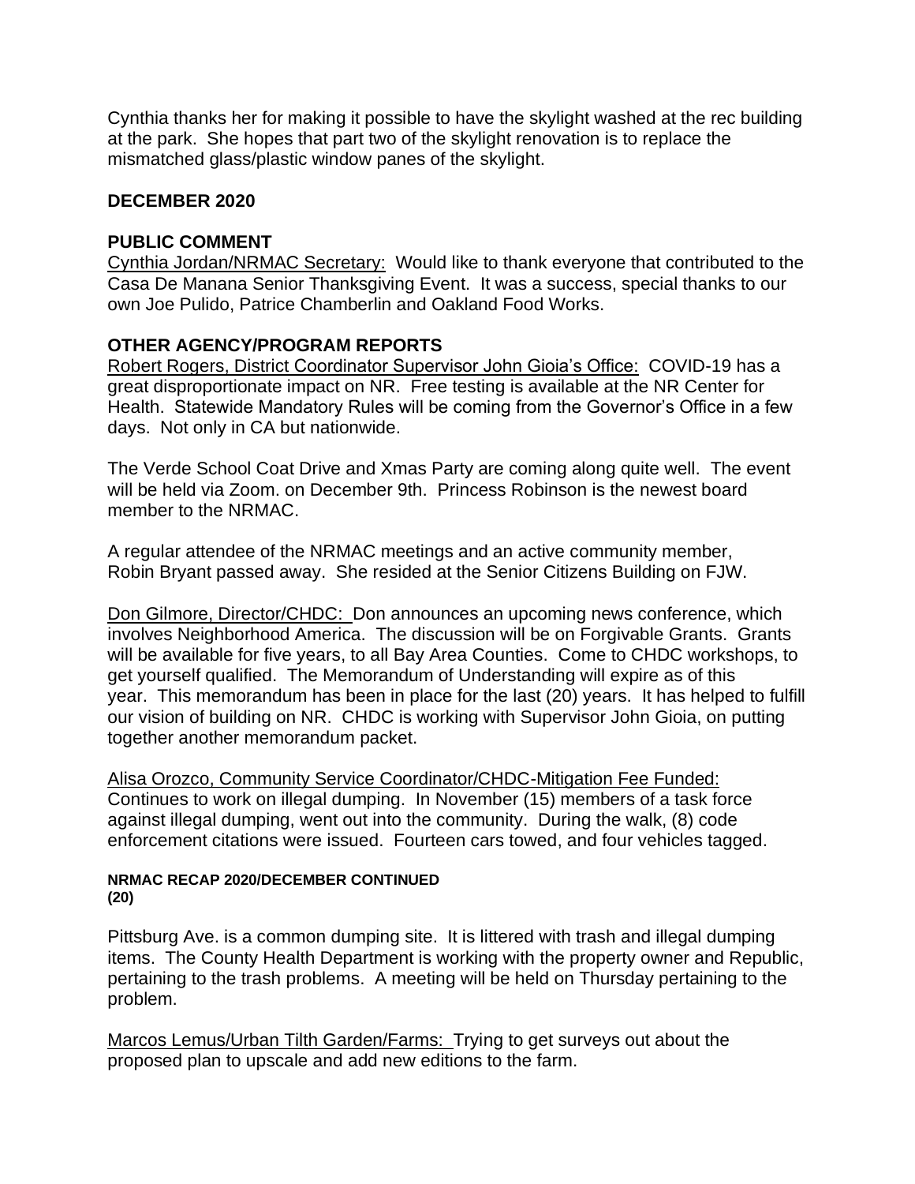Cynthia thanks her for making it possible to have the skylight washed at the rec building at the park. She hopes that part two of the skylight renovation is to replace the mismatched glass/plastic window panes of the skylight.

## DECEMBER 2020

### PUBLIC COMMENT

Cynthia Jordan/NRMAC Secretary: Would like to thank everyone that contributed to the Casa De Manana Senior Thanksgiving Event. It was a success, special thanks to our own Joe Pulido, Patrice Chamberlin and Oakland Food Works.

### OTHER AGENCY/PROGRAM REPORTS

Robert Rogers, District Coordinator Supervisor John Gioia's Office: COVID-19 has a great disproportionate impact on NR. Free testing is available at the NR Center for Health. Statewide Mandatory Rules will be coming from the Governor's Office in a few days. Not only in CA but nationwide.

The Verde School Coat Drive and Xmas Party are coming along quite well. The event will be held via Zoom. on December 9th. Princess Robinson is the newest board member to the NRMAC.

A regular attendee of the NRMAC meetings and an active community member, Robin Bryant passed away. She resided at the Senior Citizens Building on FJW.

Don Gilmore, Director/CHDC: Don announces an upcoming news conference, which involves Neighborhood America. The discussion will be on Forgivable Grants. Grants will be available for five years, to all Bay Area Counties. Come to CHDC workshops, to get yourself qualified. The Memorandum of Understanding will expire as of this year. This memorandum has been in place for the last (20) years. It has helped to fulfill our vision of building on NR. CHDC is working with Supervisor John Gioia, on putting together another memorandum packet.

Alisa Orozco, Community Service Coordinator/CHDC-Mitigation Fee Funded: Continues to work on illegal dumping. In November (15) members of a task force against illegal dumping, went out into the community. During the walk, (8) code enforcement citations were issued. Fourteen cars towed, and four vehicles tagged.

**NRMAC RECAP 2020/DECEMBER CONTINUED**
**(20)**

Pittsburg Ave. is a common dumping site. It is littered with trash and illegal dumping items. The County Health Department is working with the property owner and Republic, pertaining to the trash problems. A meeting will be held on Thursday pertaining to the problem.

Marcos Lemus/Urban Tilth Garden/Farms: Trying to get surveys out about the proposed plan to upscale and add new editions to the farm.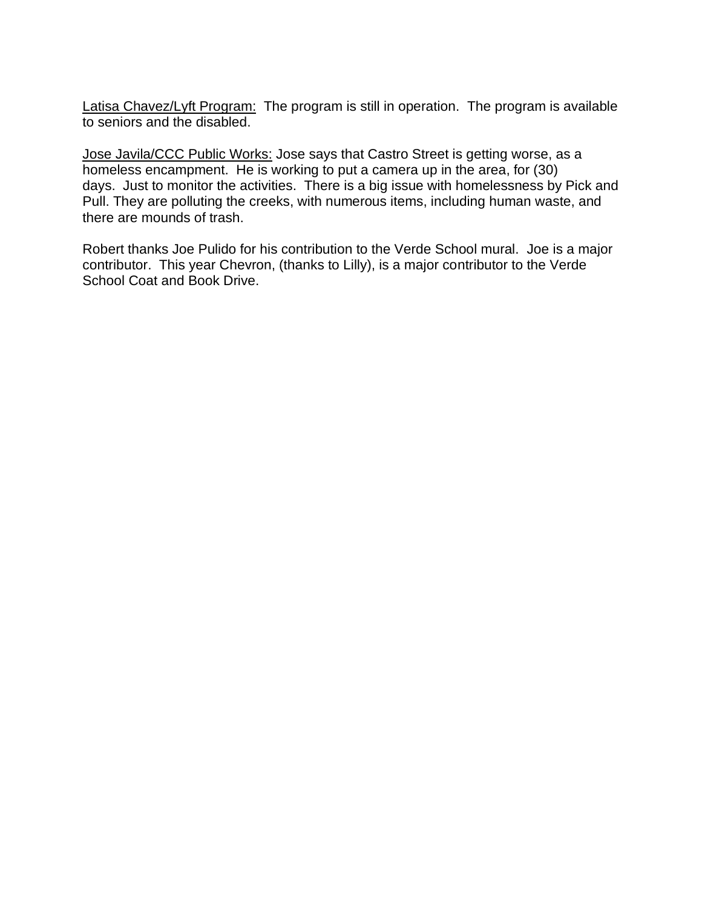<u>Latisa Chavez/Lyft Program:</u> The program is still in operation. The program is available to seniors and the disabled.

<u>Jose Javila/CCC Public Works:</u> Jose says that Castro Street is getting worse, as a homeless encampment. He is working to put a camera up in the area, for (30) days. Just to monitor the activities. There is a big issue with homelessness by Pick and Pull. They are polluting the creeks, with numerous items, including human waste, and there are mounds of trash.

Robert thanks Joe Pulido for his contribution to the Verde School mural. Joe is a major contributor. This year Chevron, (thanks to Lilly), is a major contributor to the Verde School Coat and Book Drive.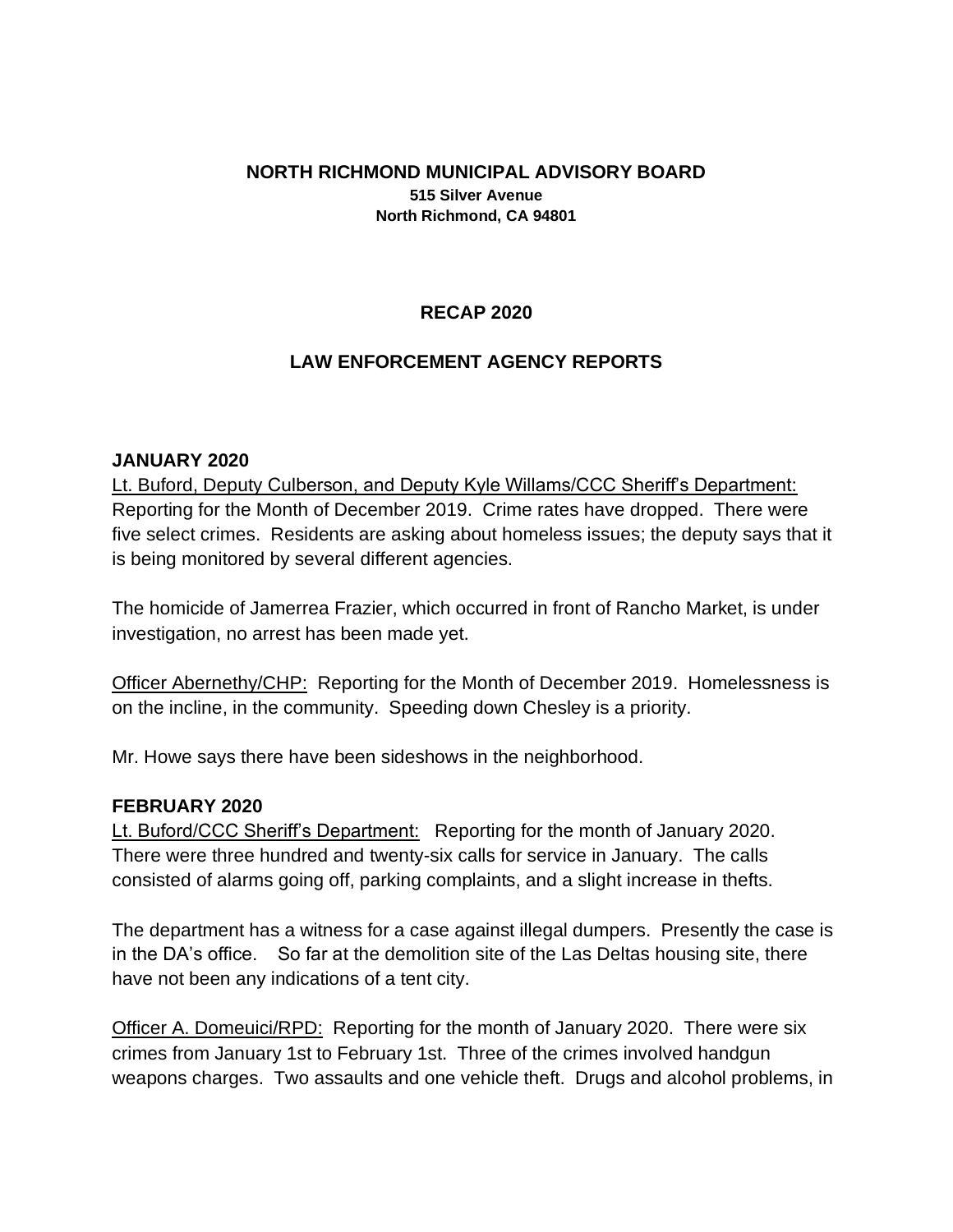**NORTH RICHMOND MUNICIPAL ADVISORY BOARD**
**515 Silver Avenue**
**North Richmond, CA 94801**

# RECAP 2020

## LAW ENFORCEMENT AGENCY REPORTS

### JANUARY 2020

Lt. Buford, Deputy Culberson, and Deputy Kyle Willams/CCC Sheriff's Department: Reporting for the Month of December 2019. Crime rates have dropped. There were five select crimes. Residents are asking about homeless issues; the deputy says that it is being monitored by several different agencies.

The homicide of Jamerrea Frazier, which occurred in front of Rancho Market, is under investigation, no arrest has been made yet.

Officer Abernethy/CHP: Reporting for the Month of December 2019. Homelessness is on the incline, in the community. Speeding down Chesley is a priority.

Mr. Howe says there have been sideshows in the neighborhood.

### FEBRUARY 2020

Lt. Buford/CCC Sheriff's Department: Reporting for the month of January 2020. There were three hundred and twenty-six calls for service in January. The calls consisted of alarms going off, parking complaints, and a slight increase in thefts.

The department has a witness for a case against illegal dumpers. Presently the case is in the DA's office. So far at the demolition site of the Las Deltas housing site, there have not been any indications of a tent city.

Officer A. Domeuici/RPD: Reporting for the month of January 2020. There were six crimes from January 1st to February 1st. Three of the crimes involved handgun weapons charges. Two assaults and one vehicle theft. Drugs and alcohol problems, in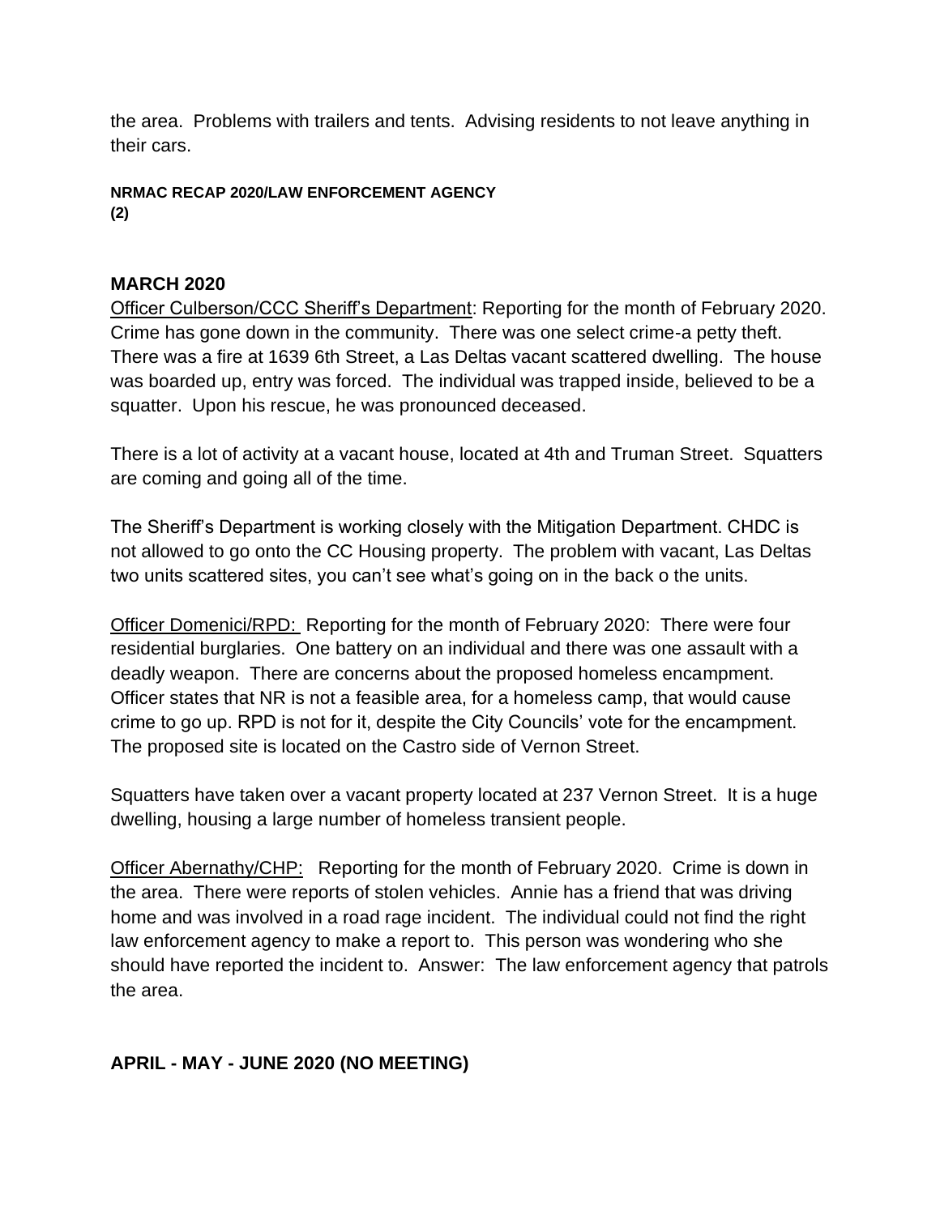the area. Problems with trailers and tents. Advising residents to not leave anything in their cars.

**NRMAC RECAP 2020/LAW ENFORCEMENT AGENCY**
**(2)**

### MARCH 2020

Officer Culberson/CCC Sheriff's Department: Reporting for the month of February 2020. Crime has gone down in the community. There was one select crime-a petty theft. There was a fire at 1639 6th Street, a Las Deltas vacant scattered dwelling. The house was boarded up, entry was forced. The individual was trapped inside, believed to be a squatter. Upon his rescue, he was pronounced deceased.

There is a lot of activity at a vacant house, located at 4th and Truman Street. Squatters are coming and going all of the time.

The Sheriff's Department is working closely with the Mitigation Department. CHDC is not allowed to go onto the CC Housing property. The problem with vacant, Las Deltas two units scattered sites, you can't see what's going on in the back o the units.

Officer Domenici/RPD: Reporting for the month of February 2020: There were four residential burglaries. One battery on an individual and there was one assault with a deadly weapon. There are concerns about the proposed homeless encampment. Officer states that NR is not a feasible area, for a homeless camp, that would cause crime to go up. RPD is not for it, despite the City Councils' vote for the encampment. The proposed site is located on the Castro side of Vernon Street.

Squatters have taken over a vacant property located at 237 Vernon Street. It is a huge dwelling, housing a large number of homeless transient people.

Officer Abernathy/CHP: Reporting for the month of February 2020. Crime is down in the area. There were reports of stolen vehicles. Annie has a friend that was driving home and was involved in a road rage incident. The individual could not find the right law enforcement agency to make a report to. This person was wondering who she should have reported the incident to. Answer: The law enforcement agency that patrols the area.

### APRIL - MAY - JUNE 2020 (NO MEETING)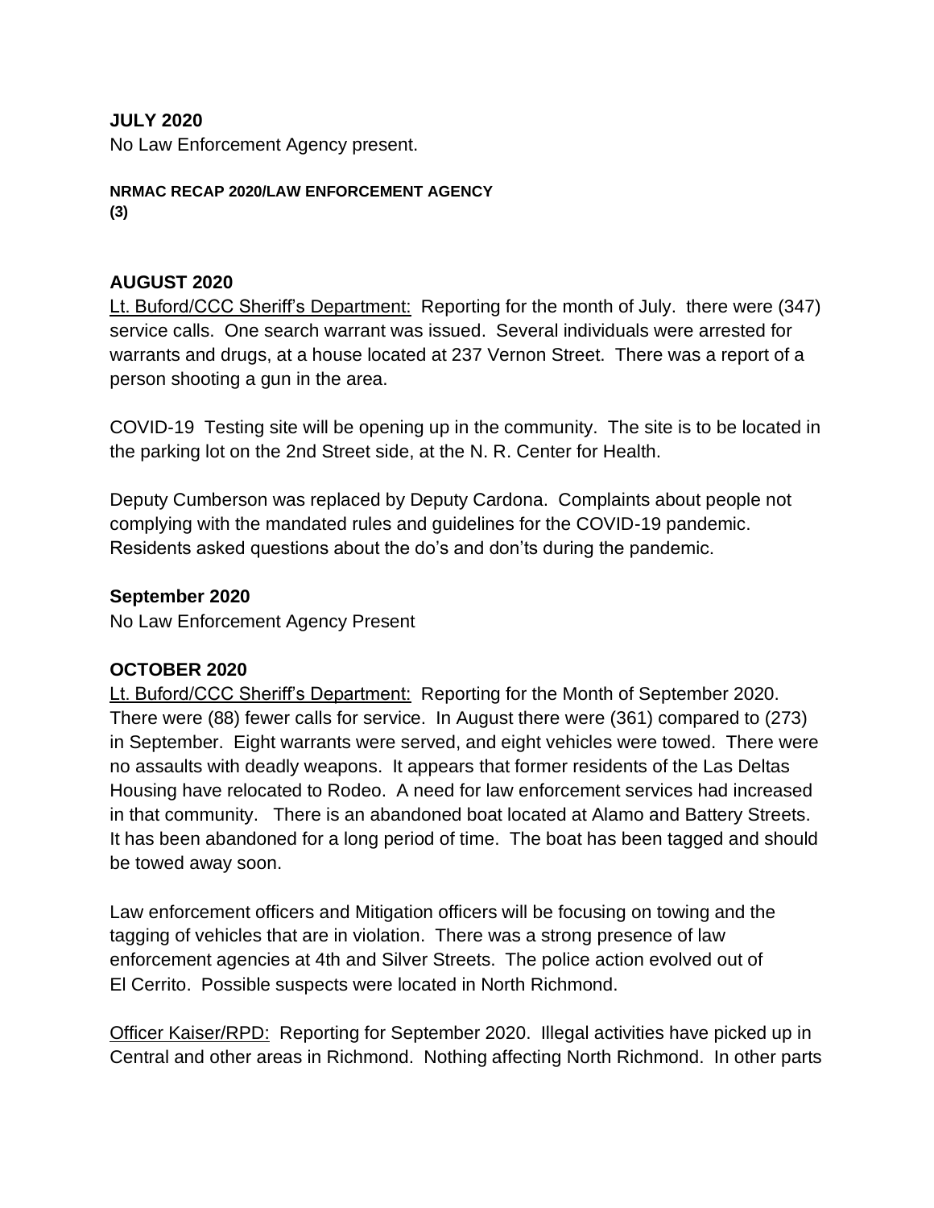**JULY 2020**

No Law Enforcement Agency present.

**NRMAC RECAP 2020/LAW ENFORCEMENT AGENCY**
**(3)**

**AUGUST 2020**

Lt. Buford/CCC Sheriff's Department: Reporting for the month of July. there were (347) service calls. One search warrant was issued. Several individuals were arrested for warrants and drugs, at a house located at 237 Vernon Street. There was a report of a person shooting a gun in the area.

COVID-19 Testing site will be opening up in the community. The site is to be located in the parking lot on the 2nd Street side, at the N. R. Center for Health.

Deputy Cumberson was replaced by Deputy Cardona. Complaints about people not complying with the mandated rules and guidelines for the COVID-19 pandemic. Residents asked questions about the do's and don'ts during the pandemic.

**September 2020**

No Law Enforcement Agency Present

**OCTOBER 2020**

Lt. Buford/CCC Sheriff's Department: Reporting for the Month of September 2020. There were (88) fewer calls for service. In August there were (361) compared to (273) in September. Eight warrants were served, and eight vehicles were towed. There were no assaults with deadly weapons. It appears that former residents of the Las Deltas Housing have relocated to Rodeo. A need for law enforcement services had increased in that community. There is an abandoned boat located at Alamo and Battery Streets. It has been abandoned for a long period of time. The boat has been tagged and should be towed away soon.

Law enforcement officers and Mitigation officers will be focusing on towing and the tagging of vehicles that are in violation. There was a strong presence of law enforcement agencies at 4th and Silver Streets. The police action evolved out of El Cerrito. Possible suspects were located in North Richmond.

Officer Kaiser/RPD: Reporting for September 2020. Illegal activities have picked up in Central and other areas in Richmond. Nothing affecting North Richmond. In other parts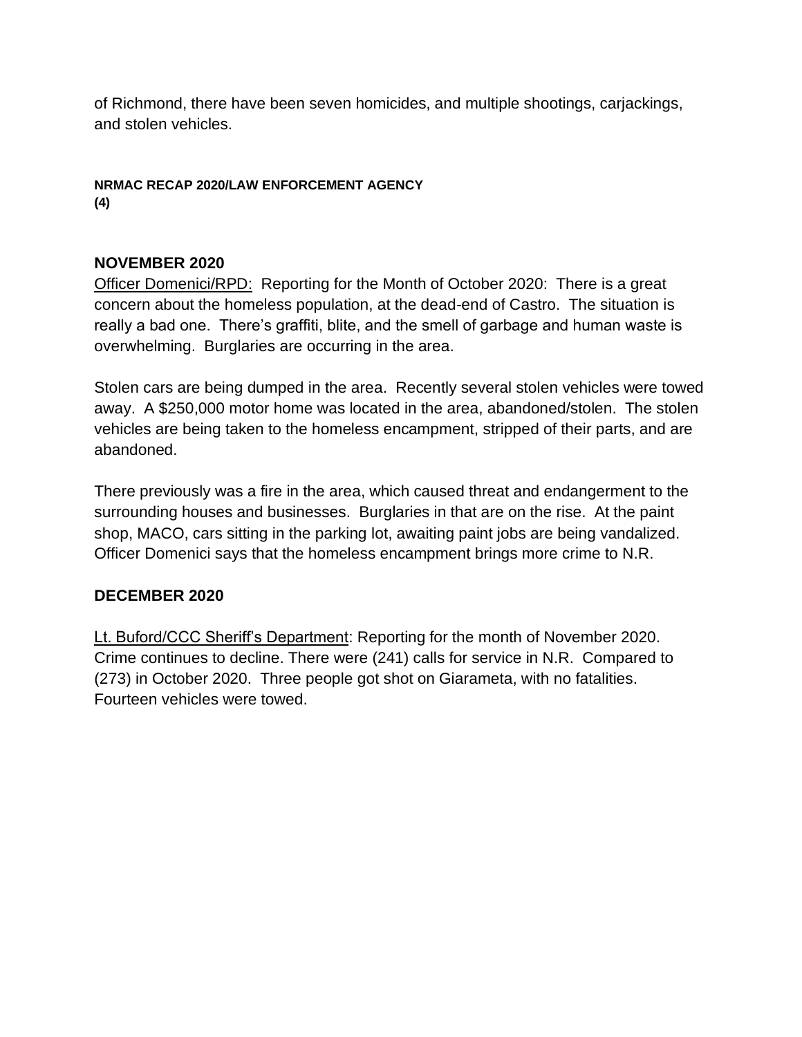of Richmond, there have been seven homicides, and multiple shootings, carjackings, and stolen vehicles.

**NRMAC RECAP 2020/LAW ENFORCEMENT AGENCY**
**(4)**

## NOVEMBER 2020

Officer Domenici/RPD: Reporting for the Month of October 2020: There is a great concern about the homeless population, at the dead-end of Castro. The situation is really a bad one. There's graffiti, blite, and the smell of garbage and human waste is overwhelming. Burglaries are occurring in the area.

Stolen cars are being dumped in the area. Recently several stolen vehicles were towed away. A $250,000 motor home was located in the area, abandoned/stolen. The stolen vehicles are being taken to the homeless encampment, stripped of their parts, and are abandoned.

There previously was a fire in the area, which caused threat and endangerment to the surrounding houses and businesses. Burglaries in that are on the rise. At the paint shop, MACO, cars sitting in the parking lot, awaiting paint jobs are being vandalized. Officer Domenici says that the homeless encampment brings more crime to N.R.

## DECEMBER 2020

Lt. Buford/CCC Sheriff's Department: Reporting for the month of November 2020. Crime continues to decline. There were (241) calls for service in N.R. Compared to (273) in October 2020. Three people got shot on Giarameta, with no fatalities. Fourteen vehicles were towed.